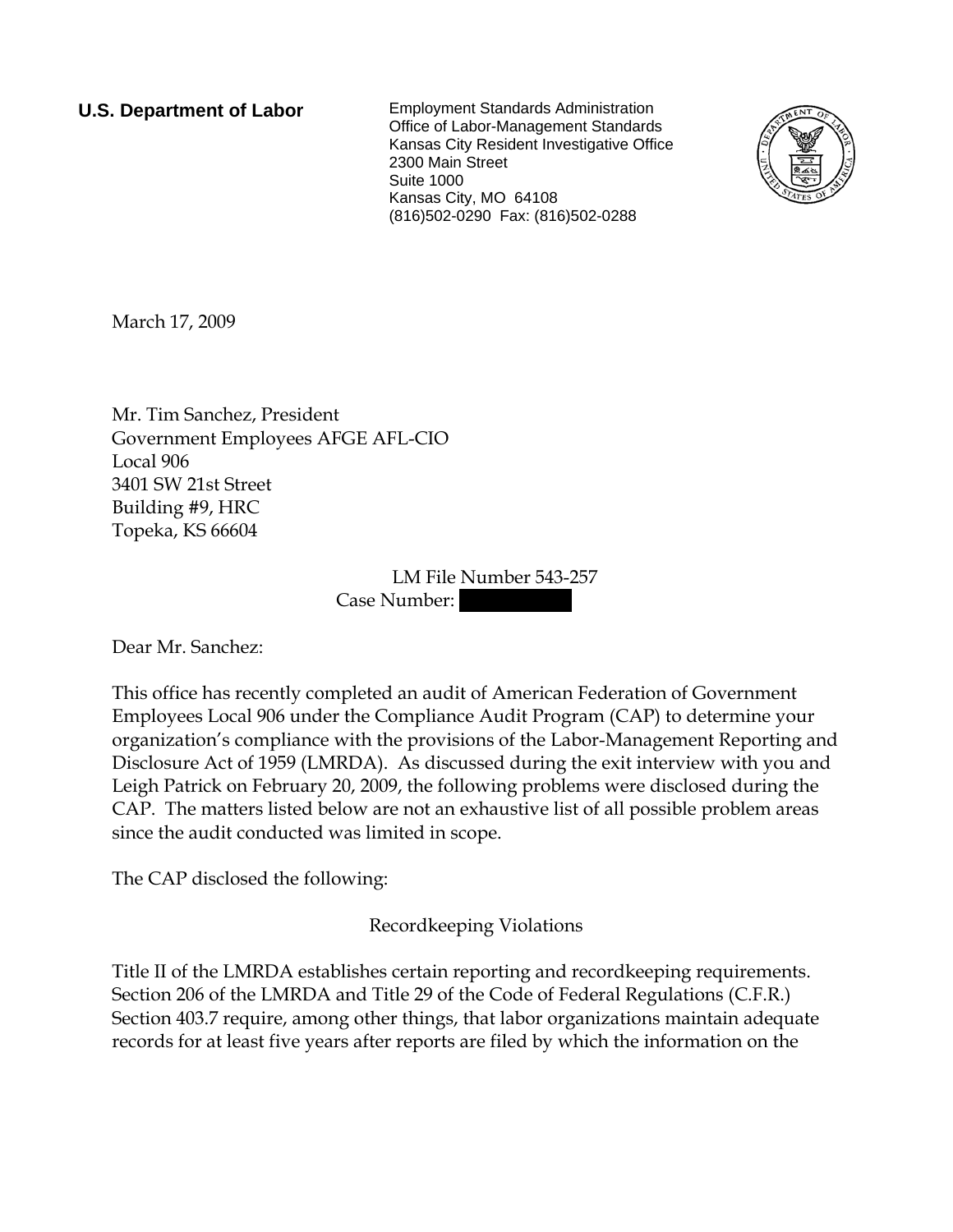**U.S. Department of Labor**

Employment Standards Administration
Office of Labor-Management Standards
Kansas City Resident Investigative Office
2300 Main Street
Suite 1000
Kansas City, MO 64108
(816)502-0290 Fax: (816)502-0288

March 17, 2009

Mr. Tim Sanchez, President
Government Employees AFGE AFL-CIO
Local 906
3401 SW 21st Street
Building #9, HRC
Topeka, KS 66604

LM File Number 543-257
Case Number: [REDACTED]

Dear Mr. Sanchez:

This office has recently completed an audit of American Federation of Government Employees Local 906 under the Compliance Audit Program (CAP) to determine your organization's compliance with the provisions of the Labor-Management Reporting and Disclosure Act of 1959 (LMRDA). As discussed during the exit interview with you and Leigh Patrick on February 20, 2009, the following problems were disclosed during the CAP. The matters listed below are not an exhaustive list of all possible problem areas since the audit conducted was limited in scope.

The CAP disclosed the following:

Recordkeeping Violations

Title II of the LMRDA establishes certain reporting and recordkeeping requirements. Section 206 of the LMRDA and Title 29 of the Code of Federal Regulations (C.F.R.) Section 403.7 require, among other things, that labor organizations maintain adequate records for at least five years after reports are filed by which the information on the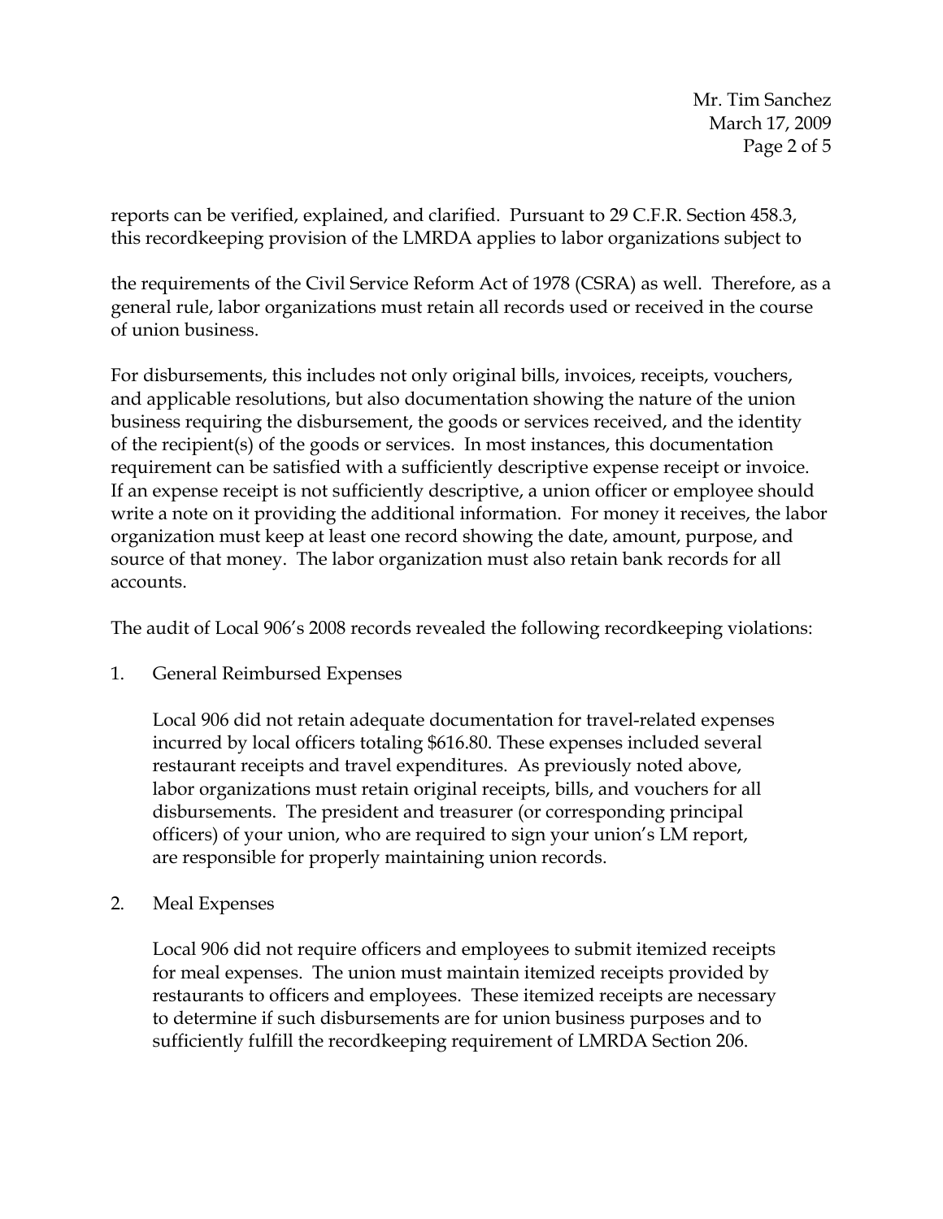reports can be verified, explained, and clarified. Pursuant to 29 C.F.R. Section 458.3, this recordkeeping provision of the LMRDA applies to labor organizations subject to

the requirements of the Civil Service Reform Act of 1978 (CSRA) as well. Therefore, as a general rule, labor organizations must retain all records used or received in the course of union business.

For disbursements, this includes not only original bills, invoices, receipts, vouchers, and applicable resolutions, but also documentation showing the nature of the union business requiring the disbursement, the goods or services received, and the identity of the recipient(s) of the goods or services. In most instances, this documentation requirement can be satisfied with a sufficiently descriptive expense receipt or invoice. If an expense receipt is not sufficiently descriptive, a union officer or employee should write a note on it providing the additional information. For money it receives, the labor organization must keep at least one record showing the date, amount, purpose, and source of that money. The labor organization must also retain bank records for all accounts.

The audit of Local 906's 2008 records revealed the following recordkeeping violations:

1. General Reimbursed Expenses

   Local 906 did not retain adequate documentation for travel-related expenses incurred by local officers totaling $616.80. These expenses included several restaurant receipts and travel expenditures. As previously noted above, labor organizations must retain original receipts, bills, and vouchers for all disbursements. The president and treasurer (or corresponding principal officers) of your union, who are required to sign your union's LM report, are responsible for properly maintaining union records.

2. Meal Expenses

   Local 906 did not require officers and employees to submit itemized receipts for meal expenses. The union must maintain itemized receipts provided by restaurants to officers and employees. These itemized receipts are necessary to determine if such disbursements are for union business purposes and to sufficiently fulfill the recordkeeping requirement of LMRDA Section 206.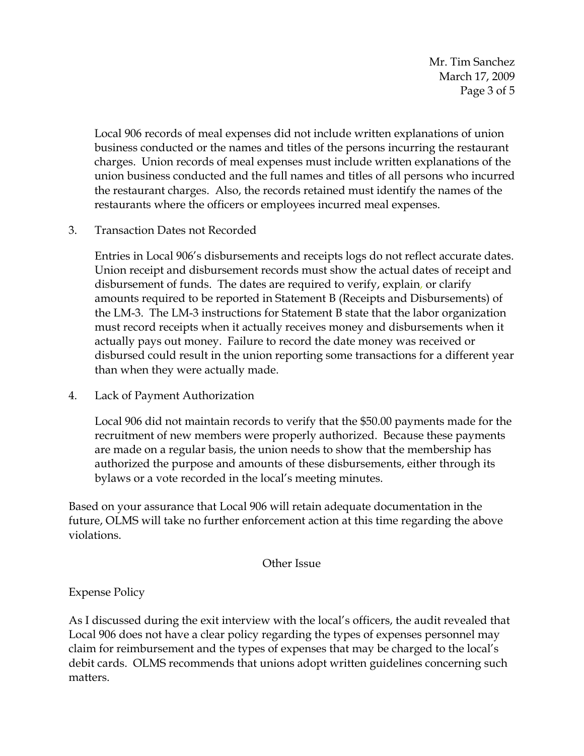Local 906 records of meal expenses did not include written explanations of union business conducted or the names and titles of the persons incurring the restaurant charges. Union records of meal expenses must include written explanations of the union business conducted and the full names and titles of all persons who incurred the restaurant charges. Also, the records retained must identify the names of the restaurants where the officers or employees incurred meal expenses.

3. Transaction Dates not Recorded

   Entries in Local 906's disbursements and receipts logs do not reflect accurate dates. Union receipt and disbursement records must show the actual dates of receipt and disbursement of funds. The dates are required to verify, explain, or clarify amounts required to be reported in Statement B (Receipts and Disbursements) of the LM-3. The LM-3 instructions for Statement B state that the labor organization must record receipts when it actually receives money and disbursements when it actually pays out money. Failure to record the date money was received or disbursed could result in the union reporting some transactions for a different year than when they were actually made.

4. Lack of Payment Authorization

   Local 906 did not maintain records to verify that the $50.00 payments made for the recruitment of new members were properly authorized. Because these payments are made on a regular basis, the union needs to show that the membership has authorized the purpose and amounts of these disbursements, either through its bylaws or a vote recorded in the local's meeting minutes.

Based on your assurance that Local 906 will retain adequate documentation in the future, OLMS will take no further enforcement action at this time regarding the above violations.

## Other Issue

### Expense Policy

As I discussed during the exit interview with the local's officers, the audit revealed that Local 906 does not have a clear policy regarding the types of expenses personnel may claim for reimbursement and the types of expenses that may be charged to the local's debit cards. OLMS recommends that unions adopt written guidelines concerning such matters.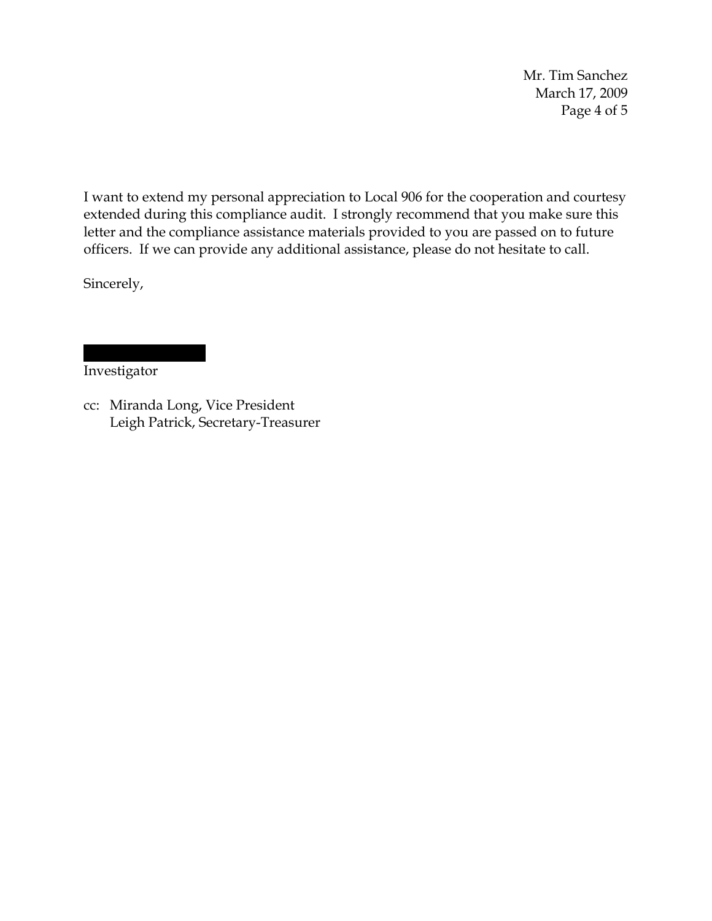I want to extend my personal appreciation to Local 906 for the cooperation and courtesy extended during this compliance audit. I strongly recommend that you make sure this letter and the compliance assistance materials provided to you are passed on to future officers. If we can provide any additional assistance, please do not hesitate to call.

Sincerely,

Investigator

cc: Miranda Long, Vice President
Leigh Patrick, Secretary-Treasurer